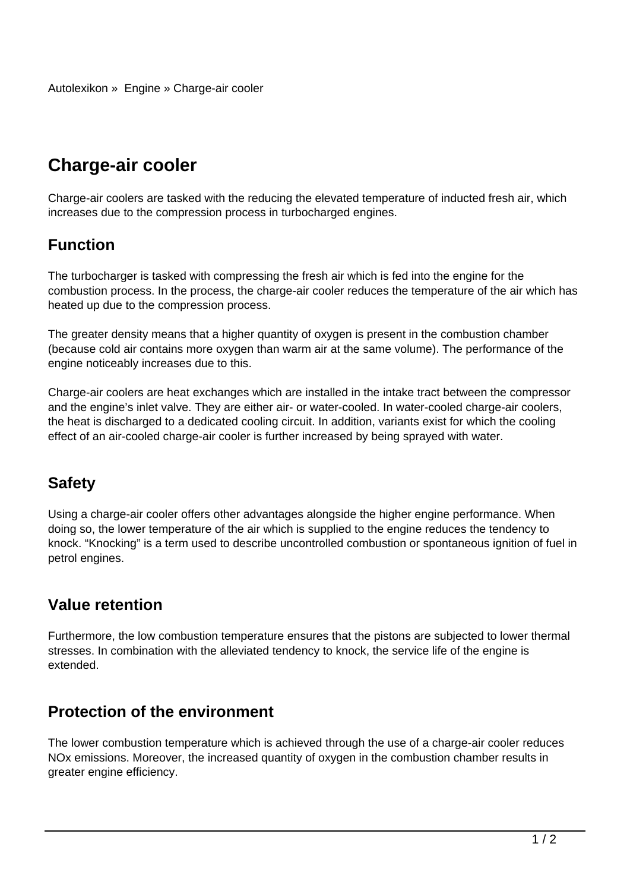Autolexikon » Engine » Charge-air cooler

# Charge-air cooler

Charge-air coolers are tasked with the reducing the elevated temperature of inducted fresh air, which increases due to the compression process in turbocharged engines.

## Function

The turbocharger is tasked with compressing the fresh air which is fed into the engine for the combustion process. In the process, the charge-air cooler reduces the temperature of the air which has heated up due to the compression process.

The greater density means that a higher quantity of oxygen is present in the combustion chamber (because cold air contains more oxygen than warm air at the same volume). The performance of the engine noticeably increases due to this.

Charge-air coolers are heat exchanges which are installed in the intake tract between the compressor and the engine's inlet valve. They are either air- or water-cooled. In water-cooled charge-air coolers, the heat is discharged to a dedicated cooling circuit. In addition, variants exist for which the cooling effect of an air-cooled charge-air cooler is further increased by being sprayed with water.

## Safety

Using a charge-air cooler offers other advantages alongside the higher engine performance. When doing so, the lower temperature of the air which is supplied to the engine reduces the tendency to knock. "Knocking" is a term used to describe uncontrolled combustion or spontaneous ignition of fuel in petrol engines.

## Value retention

Furthermore, the low combustion temperature ensures that the pistons are subjected to lower thermal stresses. In combination with the alleviated tendency to knock, the service life of the engine is extended.

## Protection of the environment

The lower combustion temperature which is achieved through the use of a charge-air cooler reduces $NO_x$ emissions. Moreover, the increased quantity of oxygen in the combustion chamber results in greater engine efficiency.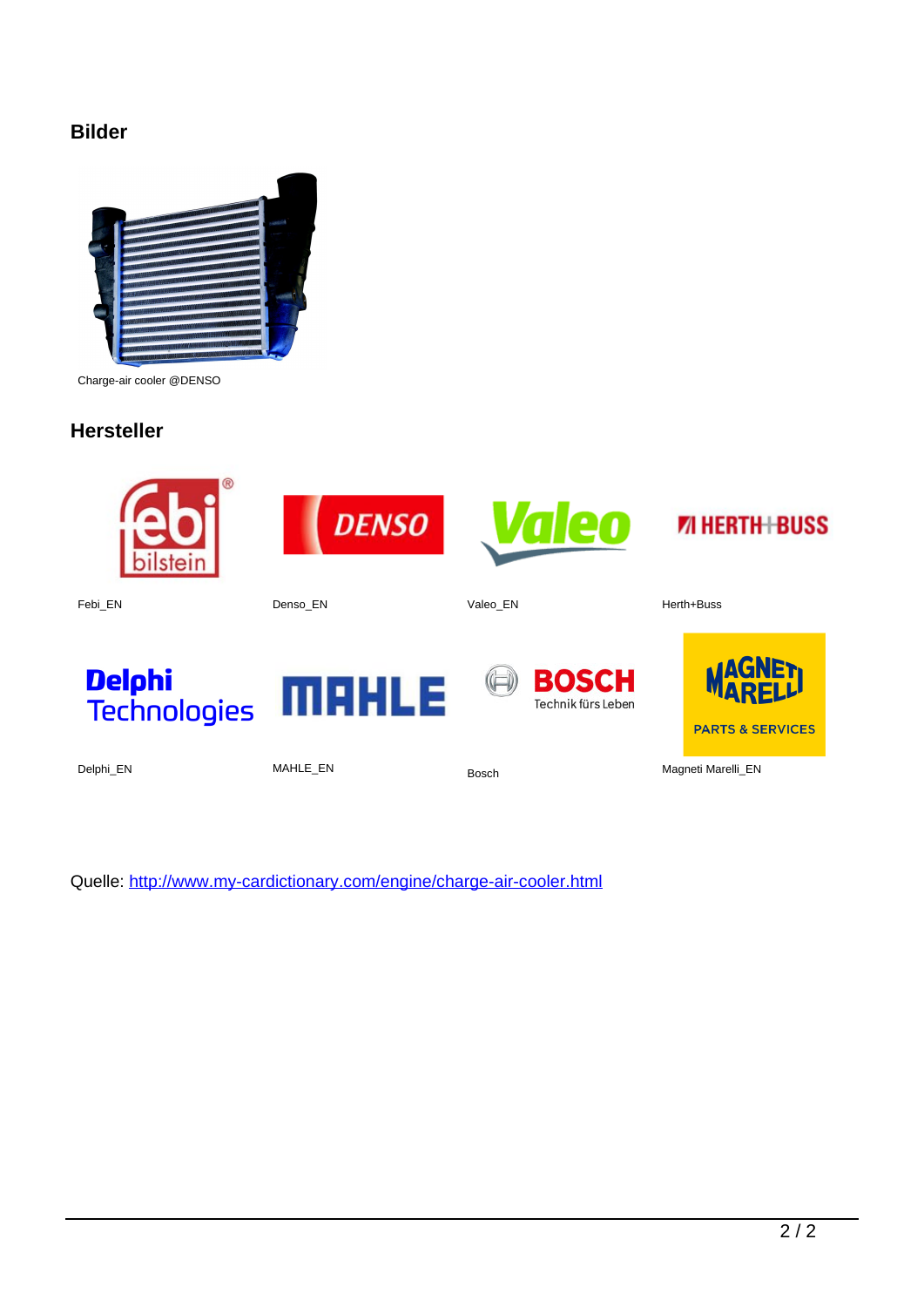## Bilder

Charge-air cooler @DENSO

## Hersteller

Febi_EN

Denso_EN

Valeo_EN

Herth+Buss

Delphi_EN

MAHLE_EN

Bosch

Magneti Marelli_EN

Quelle: http://www.my-cardictionary.com/engine/charge-air-cooler.html